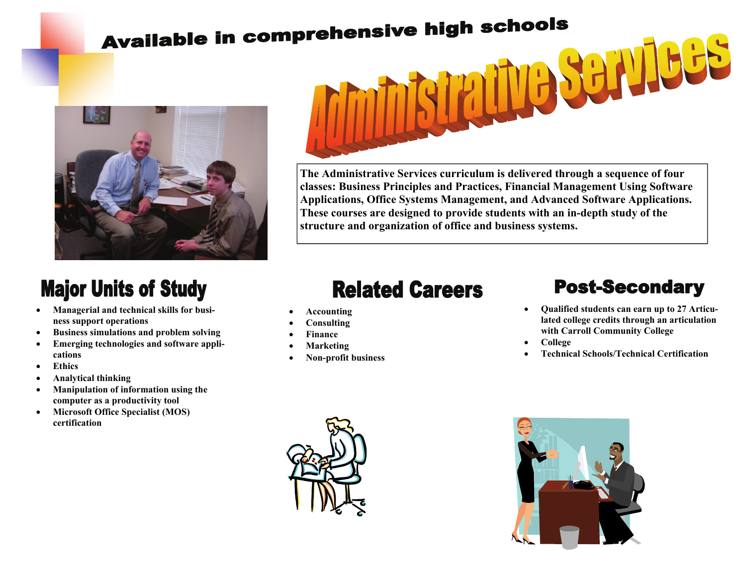Available in comprehensive high schools

# Administrative Services

**The Administrative Services curriculum is delivered through a sequence of four classes: Business Principles and Practices, Financial Management Using Software Applications, Office Systems Management, and Advanced Software Applications. These courses are designed to provide students with an in-depth study of the structure and organization of office and business systems.**

## Major Units of Study

- **Managerial and technical skills for business support operations**
- **Business simulations and problem solving**
- **Emerging technologies and software applications**
- **Ethics**
- **Analytical thinking**
- **Manipulation of information using the computer as a productivity tool**
- **Microsoft Office Specialist (MOS) certification**

## Related Careers

- **Accounting**
- **Consulting**
- **Finance**
- **Marketing**
- **Non-profit business**

## Post-Secondary

- **Qualified students can earn up to 27 Articulated college credits through an articulation with Carroll Community College**
- **College**
- **Technical Schools/Technical Certification**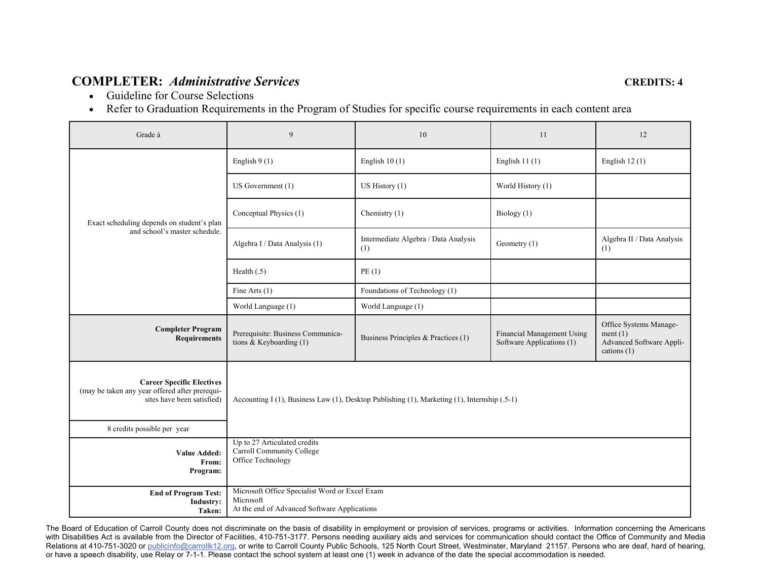## COMPLETER: *Administrative Services* CREDITS: 4

- Guideline for Course Selections
- Refer to Graduation Requirements in the Program of Studies for specific course requirements in each content area

| Grade à | 9 | 10 | 11 | 12 |
|---|---|---|---|---|
| Exact scheduling depends on student's plan and school's master schedule. | English 9 (1) | English 10 (1) | English 11 (1) | English 12 (1) |
| | US Government (1) | US History (1) | World History (1) | |
| | Conceptual Physics (1) | Chemistry (1) | Biology (1) | |
| | Algebra I / Data Analysis (1) | Intermediate Algebra / Data Analysis (1) | Geometry (1) | Algebra II / Data Analysis (1) |
| | Health (.5) | PE (1) | | |
| | Fine Arts (1) | Foundations of Technology (1) | | |
| | World Language (1) | World Language (1) | | |
| **Completer Program Requirements** | Prerequisite: Business Communications & Keyboarding (1) | Business Principles & Practices (1) | Financial Management Using Software Applications (1) | Office Systems Management (1)<br>Advanced Software Applications (1) |
| **Career Specific Electives** (may be taken any year offered after prerequisites have been satisfied)<br><br>8 credits possible per year | Accounting I (1), Business Law (1), Desktop Publishing (1), Marketing (1), Internship (.5-1) | | | |
| **Value Added:**<br>**From:**<br>**Program:** | Up to 27 Articulated credits<br>Carroll Community College<br>Office Technology | | | |
| **End of Program Test:**<br>**Industry:**<br>**Taken:** | Microsoft Office Specialist Word or Excel Exam<br>Microsoft<br>At the end of Advanced Software Applications | | | |

The Board of Education of Carroll County does not discriminate on the basis of disability in employment or provision of services, programs or activities. Information concerning the Americans with Disabilities Act is available from the Director of Facilities, 410-751-3177. Persons needing auxiliary aids and services for communication should contact the Office of Community and Media Relations at 410-751-3020 or publicinfo@carrollk12.org, or write to Carroll County Public Schools, 125 North Court Street, Westminster, Maryland 21157. Persons who are deaf, hard of hearing, or have a speech disability, use Relay or 7-1-1. Please contact the school system at least one (1) week in advance of the date the special accommodation is needed.